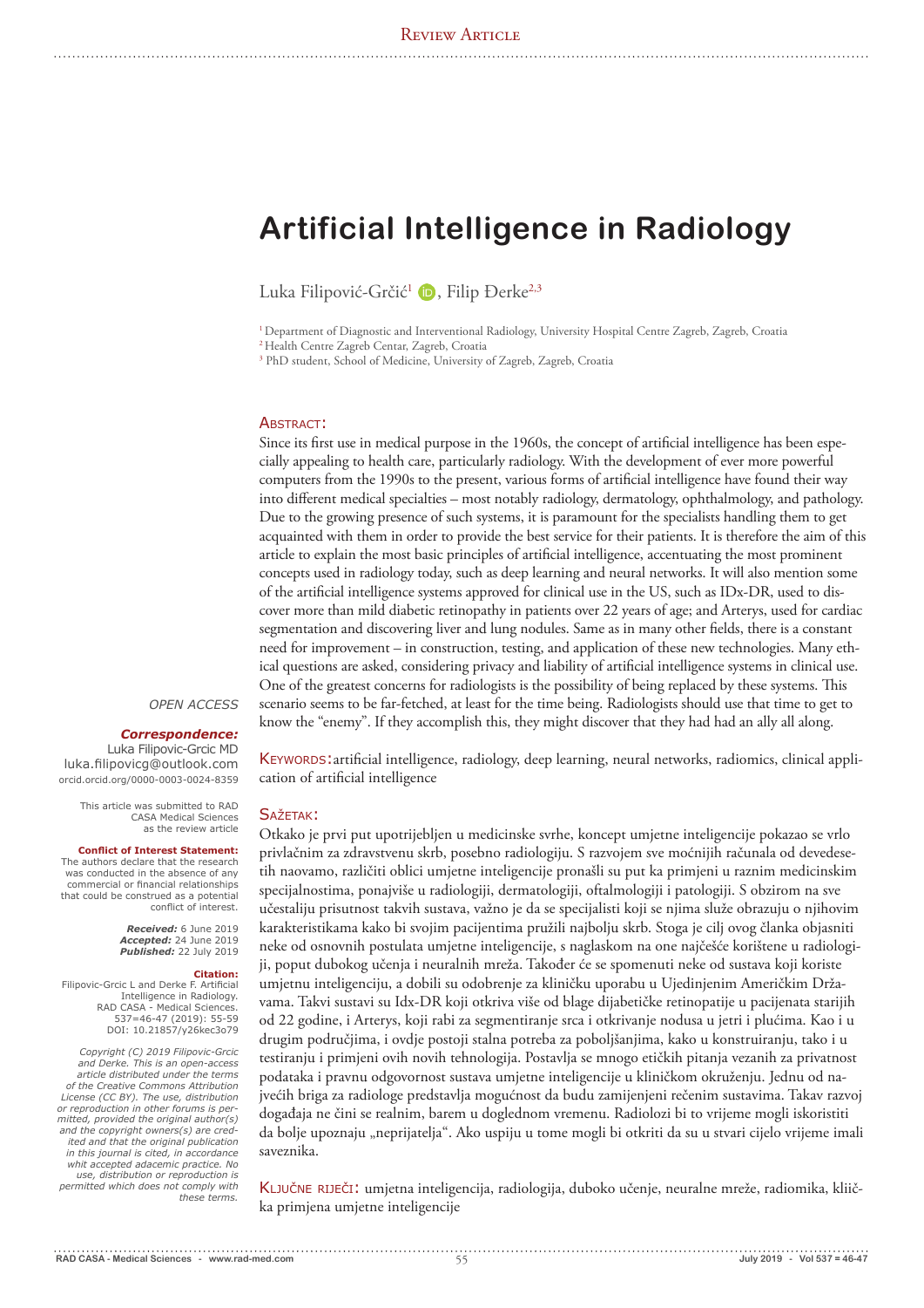Review Article

# Artificial Intelligence in Radiology

Luka Filipović-Grčić[1], Filip Đerke[2,3]

[1] Department of Diagnostic and Interventional Radiology, University Hospital Centre Zagreb, Zagreb, Croatia
[2] Health Centre Zagreb Centar, Zagreb, Croatia
[3] PhD student, School of Medicine, University of Zagreb, Zagreb, Croatia

## Abstract:

Since its first use in medical purpose in the 1960s, the concept of artificial intelligence has been especially appealing to health care, particularly radiology. With the development of ever more powerful computers from the 1990s to the present, various forms of artificial intelligence have found their way into different medical specialties – most notably radiology, dermatology, ophthalmology, and pathology. Due to the growing presence of such systems, it is paramount for the specialists handling them to get acquainted with them in order to provide the best service for their patients. It is therefore the aim of this article to explain the most basic principles of artificial intelligence, accentuating the most prominent concepts used in radiology today, such as deep learning and neural networks. It will also mention some of the artificial intelligence systems approved for clinical use in the US, such as IDx-DR, used to discover more than mild diabetic retinopathy in patients over 22 years of age; and Arterys, used for cardiac segmentation and discovering liver and lung nodules. Same as in many other fields, there is a constant need for improvement – in construction, testing, and application of these new technologies. Many ethical questions are asked, considering privacy and liability of artificial intelligence systems in clinical use. One of the greatest concerns for radiologists is the possibility of being replaced by these systems. This scenario seems to be far-fetched, at least for the time being. Radiologists should use that time to get to know the "enemy". If they accomplish this, they might discover that they had had an ally all along.

Keywords: artificial intelligence, radiology, deep learning, neural networks, radiomics, clinical application of artificial intelligence

## Sažetak:

Otkako je prvi put upotrijebljen u medicinske svrhe, koncept umjetne inteligencije pokazao se vrlo privlačnim za zdravstvenu skrb, posebno radiologiju. S razvojem sve moćnijih računala od devedesetih naovamo, različiti oblici umjetne inteligencije pronašli su put ka primjeni u raznim medicinskim specijalnostima, ponajviše u radiologiji, dermatologiji, oftalmologiji i patologiji. S obzirom na sve učestaliju prisutnost takvih sustava, važno je da se specijalisti koji se njima služe obrazuju o njihovim karakteristikama kako bi svojim pacijentima pružili najbolju skrb. Stoga je cilj ovog članka objasniti neke od osnovnih postulata umjetne inteligencije, s naglaskom na one najčešće korištene u radiologiji, poput dubokog učenja i neuralnih mreža. Također će se spomenuti neke od sustava koji koriste umjetnu inteligenciju, a dobili su odobrenje za kliničku uporabu u Ujedinjenim Američkim Državama. Takvi sustavi su Idx-DR koji otkriva više od blage dijabetičke retinopatije u pacijenata starijih od 22 godine, i Arterys, koji rabi za segmentiranje srca i otkrivanje nodusa u jetri i plućima. Kao i u drugim područjima, i ovdje postoji stalna potreba za poboljšanjima, kako u konstruiranju, tako i u testiranju i primjeni ovih novih tehnologija. Postavlja se mnogo etičkih pitanja vezanih za privatnost podataka i pravnu odgovornost sustava umjetne inteligencije u kliničkom okruženju. Jednu od najvećih briga za radiologe predstavlja mogućnost da budu zamijenjeni rečenim sustavima. Takav razvoj događaja ne čini se realnim, barem u doglednom vremenu. Radiolozi bi to vrijeme mogli iskoristiti da bolje upoznaju „neprijatelja". Ako uspiju u tome mogli bi otkriti da su u stvari cijelo vrijeme imali saveznika.

Ključne riječi: umjetna inteligencija, radiologija, duboko učenje, neuralne mreže, radiomika, klinička primjena umjetne inteligencije

OPEN ACCESS

***Correspondence:***
Luka Filipovic-Grcic MD
luka.filipovicg@outlook.com
orcid.orcid.org/0000-0003-0024-8359

This article was submitted to RAD CASA Medical Sciences as the review article

**Conflict of Interest Statement:**
The authors declare that the research was conducted in the absence of any commercial or financial relationships that could be construed as a potential conflict of interest.

***Received:*** 6 June 2019
***Accepted:*** 24 June 2019
***Published:*** 22 July 2019

**Citation:**
Filipovic-Grcic L and Derke F. Artificial Intelligence in Radiology.
RAD CASA - Medical Sciences. 537=46-47 (2019): 55-59
DOI: 10.21857/y26kec3o79

*Copyright (C) 2019 Filipovic-Grcic and Derke. This is an open-access article distributed under the terms of the Creative Commons Attribution License (CC BY). The use, distribution or reproduction in other forums is permitted, provided the original author(s) and the copyright owners(s) are credited and that the original publication in this journal is cited, in accordance whit accepted adacemic practice. No use, distribution or reproduction is permitted which does not comply with these terms.*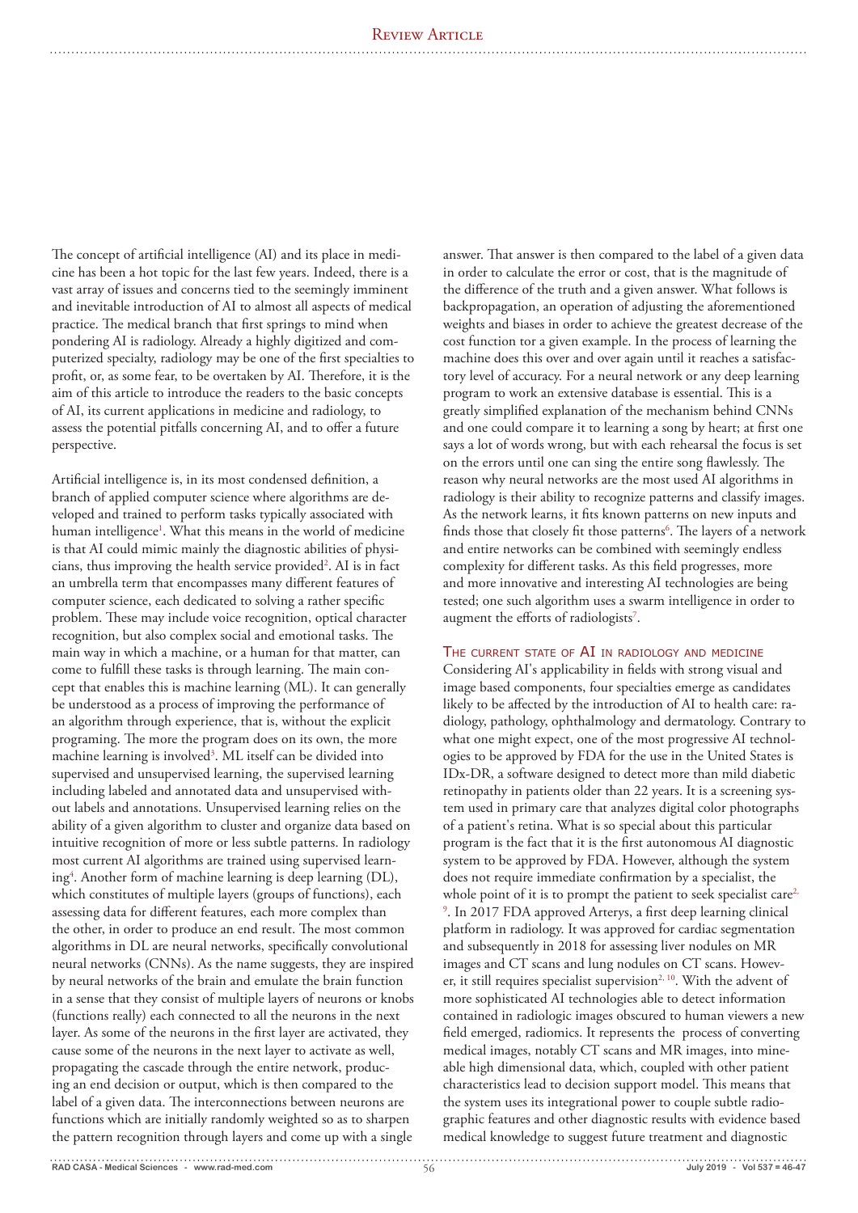The concept of artificial intelligence (AI) and its place in medicine has been a hot topic for the last few years. Indeed, there is a vast array of issues and concerns tied to the seemingly imminent and inevitable introduction of AI to almost all aspects of medical practice. The medical branch that first springs to mind when pondering AI is radiology. Already a highly digitized and computerized specialty, radiology may be one of the first specialties to profit, or, as some fear, to be overtaken by AI. Therefore, it is the aim of this article to introduce the readers to the basic concepts of AI, its current applications in medicine and radiology, to assess the potential pitfalls concerning AI, and to offer a future perspective.

Artificial intelligence is, in its most condensed definition, a branch of applied computer science where algorithms are developed and trained to perform tasks typically associated with human intelligence[1]. What this means in the world of medicine is that AI could mimic mainly the diagnostic abilities of physicians, thus improving the health service provided[2]. AI is in fact an umbrella term that encompasses many different features of computer science, each dedicated to solving a rather specific problem. These may include voice recognition, optical character recognition, but also complex social and emotional tasks. The main way in which a machine, or a human for that matter, can come to fulfill these tasks is through learning. The main concept that enables this is machine learning (ML). It can generally be understood as a process of improving the performance of an algorithm through experience, that is, without the explicit programing. The more the program does on its own, the more machine learning is involved[3]. ML itself can be divided into supervised and unsupervised learning, the supervised learning including labeled and annotated data and unsupervised without labels and annotations. Unsupervised learning relies on the ability of a given algorithm to cluster and organize data based on intuitive recognition of more or less subtle patterns. In radiology most current AI algorithms are trained using supervised learning[4]. Another form of machine learning is deep learning (DL), which constitutes of multiple layers (groups of functions), each assessing data for different features, each more complex than the other, in order to produce an end result. The most common algorithms in DL are neural networks, specifically convolutional neural networks (CNNs). As the name suggests, they are inspired by neural networks of the brain and emulate the brain function in a sense that they consist of multiple layers of neurons or knobs (functions really) each connected to all the neurons in the next layer. As some of the neurons in the first layer are activated, they cause some of the neurons in the next layer to activate as well, propagating the cascade through the entire network, producing an end decision or output, which is then compared to the label of a given data. The interconnections between neurons are functions which are initially randomly weighted so as to sharpen the pattern recognition through layers and come up with a single answer. That answer is then compared to the label of a given data in order to calculate the error or cost, that is the magnitude of the difference of the truth and a given answer. What follows is backpropagation, an operation of adjusting the aforementioned weights and biases in order to achieve the greatest decrease of the cost function tor a given example. In the process of learning the machine does this over and over again until it reaches a satisfactory level of accuracy. For a neural network or any deep learning program to work an extensive database is essential. This is a greatly simplified explanation of the mechanism behind CNNs and one could compare it to learning a song by heart; at first one says a lot of words wrong, but with each rehearsal the focus is set on the errors until one can sing the entire song flawlessly. The reason why neural networks are the most used AI algorithms in radiology is their ability to recognize patterns and classify images. As the network learns, it fits known patterns on new inputs and finds those that closely fit those patterns[6]. The layers of a network and entire networks can be combined with seemingly endless complexity for different tasks. As this field progresses, more and more innovative and interesting AI technologies are being tested; one such algorithm uses a swarm intelligence in order to augment the efforts of radiologists[7].

## The current state of AI in radiology and medicine

Considering AI's applicability in fields with strong visual and image based components, four specialties emerge as candidates likely to be affected by the introduction of AI to health care: radiology, pathology, ophthalmology and dermatology. Contrary to what one might expect, one of the most progressive AI technologies to be approved by FDA for the use in the United States is IDx-DR, a software designed to detect more than mild diabetic retinopathy in patients older than 22 years. It is a screening system used in primary care that analyzes digital color photographs of a patient's retina. What is so special about this particular program is the fact that it is the first autonomous AI diagnostic system to be approved by FDA. However, although the system does not require immediate confirmation by a specialist, the whole point of it is to prompt the patient to seek specialist care[2, 9]. In 2017 FDA approved Arterys, a first deep learning clinical platform in radiology. It was approved for cardiac segmentation and subsequently in 2018 for assessing liver nodules on MR images and CT scans and lung nodules on CT scans. However, it still requires specialist supervision[2, 10]. With the advent of more sophisticated AI technologies able to detect information contained in radiologic images obscured to human viewers a new field emerged, radiomics. It represents the process of converting medical images, notably CT scans and MR images, into mineable high dimensional data, which, coupled with other patient characteristics lead to decision support model. This means that the system uses its integrational power to couple subtle radiographic features and other diagnostic results with evidence based medical knowledge to suggest future treatment and diagnostic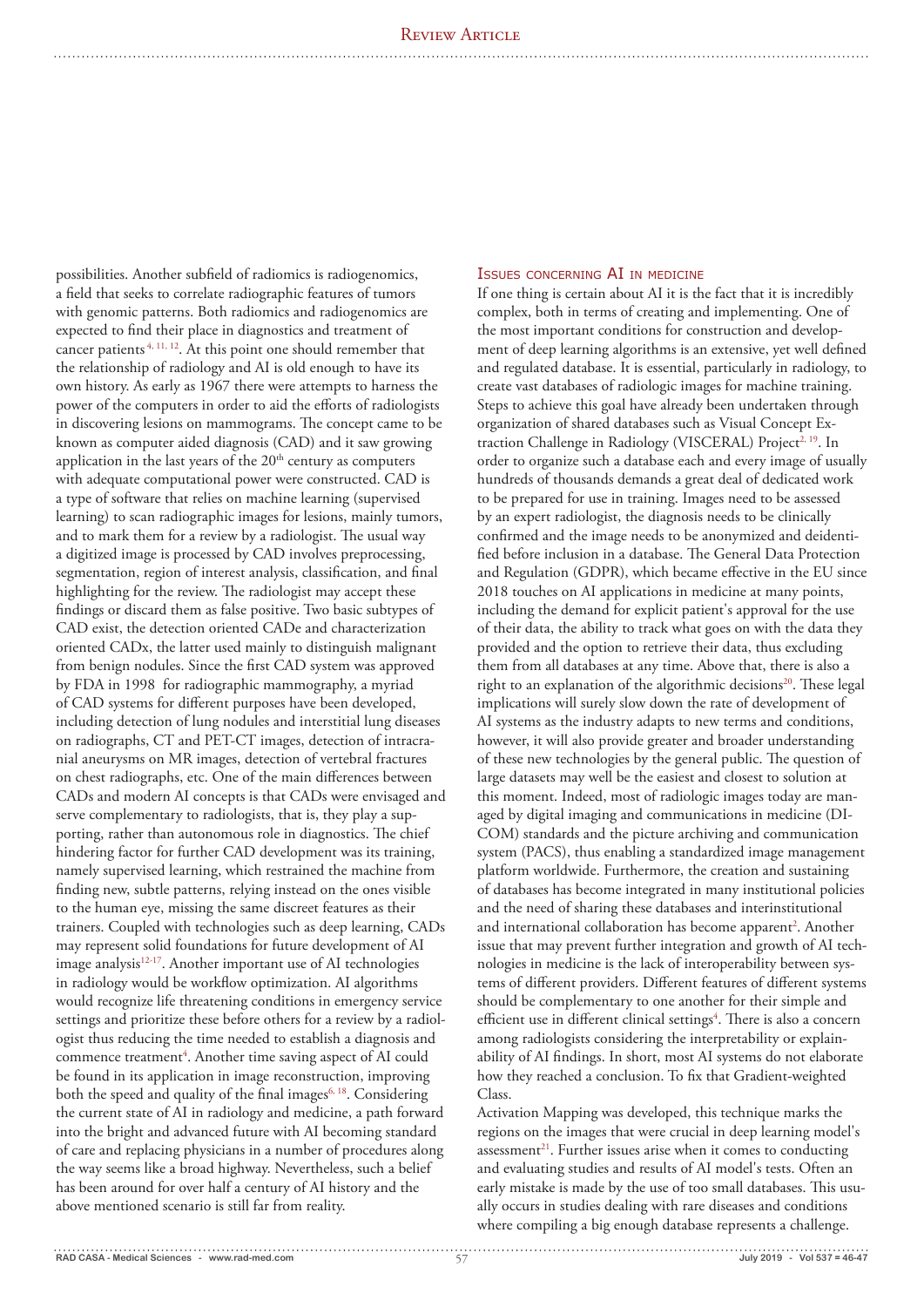possibilities. Another subfield of radiomics is radiogenomics, a field that seeks to correlate radiographic features of tumors with genomic patterns. Both radiomics and radiogenomics are expected to find their place in diagnostics and treatment of cancer patients [4, 11, 12]. At this point one should remember that the relationship of radiology and AI is old enough to have its own history. As early as 1967 there were attempts to harness the power of the computers in order to aid the efforts of radiologists in discovering lesions on mammograms. The concept came to be known as computer aided diagnosis (CAD) and it saw growing application in the last years of the 20th century as computers with adequate computational power were constructed. CAD is a type of software that relies on machine learning (supervised learning) to scan radiographic images for lesions, mainly tumors, and to mark them for a review by a radiologist. The usual way a digitized image is processed by CAD involves preprocessing, segmentation, region of interest analysis, classification, and final highlighting for the review. The radiologist may accept these findings or discard them as false positive. Two basic subtypes of CAD exist, the detection oriented CADe and characterization oriented CADx, the latter used mainly to distinguish malignant from benign nodules. Since the first CAD system was approved by FDA in 1998 for radiographic mammography, a myriad of CAD systems for different purposes have been developed, including detection of lung nodules and interstitial lung diseases on radiographs, CT and PET-CT images, detection of intracranial aneurysms on MR images, detection of vertebral fractures on chest radiographs, etc. One of the main differences between CADs and modern AI concepts is that CADs were envisaged and serve complementary to radiologists, that is, they play a supporting, rather than autonomous role in diagnostics. The chief hindering factor for further CAD development was its training, namely supervised learning, which restrained the machine from finding new, subtle patterns, relying instead on the ones visible to the human eye, missing the same discreet features as their trainers. Coupled with technologies such as deep learning, CADs may represent solid foundations for future development of AI image analysis[12-17]. Another important use of AI technologies in radiology would be workflow optimization. AI algorithms would recognize life threatening conditions in emergency service settings and prioritize these before others for a review by a radiologist thus reducing the time needed to establish a diagnosis and commence treatment[4]. Another time saving aspect of AI could be found in its application in image reconstruction, improving both the speed and quality of the final images[6, 18]. Considering the current state of AI in radiology and medicine, a path forward into the bright and advanced future with AI becoming standard of care and replacing physicians in a number of procedures along the way seems like a broad highway. Nevertheless, such a belief has been around for over half a century of AI history and the above mentioned scenario is still far from reality.

## Issues concerning AI in medicine

If one thing is certain about AI it is the fact that it is incredibly complex, both in terms of creating and implementing. One of the most important conditions for construction and development of deep learning algorithms is an extensive, yet well defined and regulated database. It is essential, particularly in radiology, to create vast databases of radiologic images for machine training. Steps to achieve this goal have already been undertaken through organization of shared databases such as Visual Concept Extraction Challenge in Radiology (VISCERAL) Project[2, 19]. In order to organize such a database each and every image of usually hundreds of thousands demands a great deal of dedicated work to be prepared for use in training. Images need to be assessed by an expert radiologist, the diagnosis needs to be clinically confirmed and the image needs to be anonymized and deidentified before inclusion in a database. The General Data Protection and Regulation (GDPR), which became effective in the EU since 2018 touches on AI applications in medicine at many points, including the demand for explicit patient's approval for the use of their data, the ability to track what goes on with the data they provided and the option to retrieve their data, thus excluding them from all databases at any time. Above that, there is also a right to an explanation of the algorithmic decisions[20]. These legal implications will surely slow down the rate of development of AI systems as the industry adapts to new terms and conditions, however, it will also provide greater and broader understanding of these new technologies by the general public. The question of large datasets may well be the easiest and closest to solution at this moment. Indeed, most of radiologic images today are managed by digital imaging and communications in medicine (DICOM) standards and the picture archiving and communication system (PACS), thus enabling a standardized image management platform worldwide. Furthermore, the creation and sustaining of databases has become integrated in many institutional policies and the need of sharing these databases and interinstitutional and international collaboration has become apparent[2]. Another issue that may prevent further integration and growth of AI technologies in medicine is the lack of interoperability between systems of different providers. Different features of different systems should be complementary to one another for their simple and efficient use in different clinical settings[4]. There is also a concern among radiologists considering the interpretability or explainability of AI findings. In short, most AI systems do not elaborate how they reached a conclusion. To fix that Gradient-weighted Class.

Activation Mapping was developed, this technique marks the regions on the images that were crucial in deep learning model's assessment[21]. Further issues arise when it comes to conducting and evaluating studies and results of AI model's tests. Often an early mistake is made by the use of too small databases. This usually occurs in studies dealing with rare diseases and conditions where compiling a big enough database represents a challenge.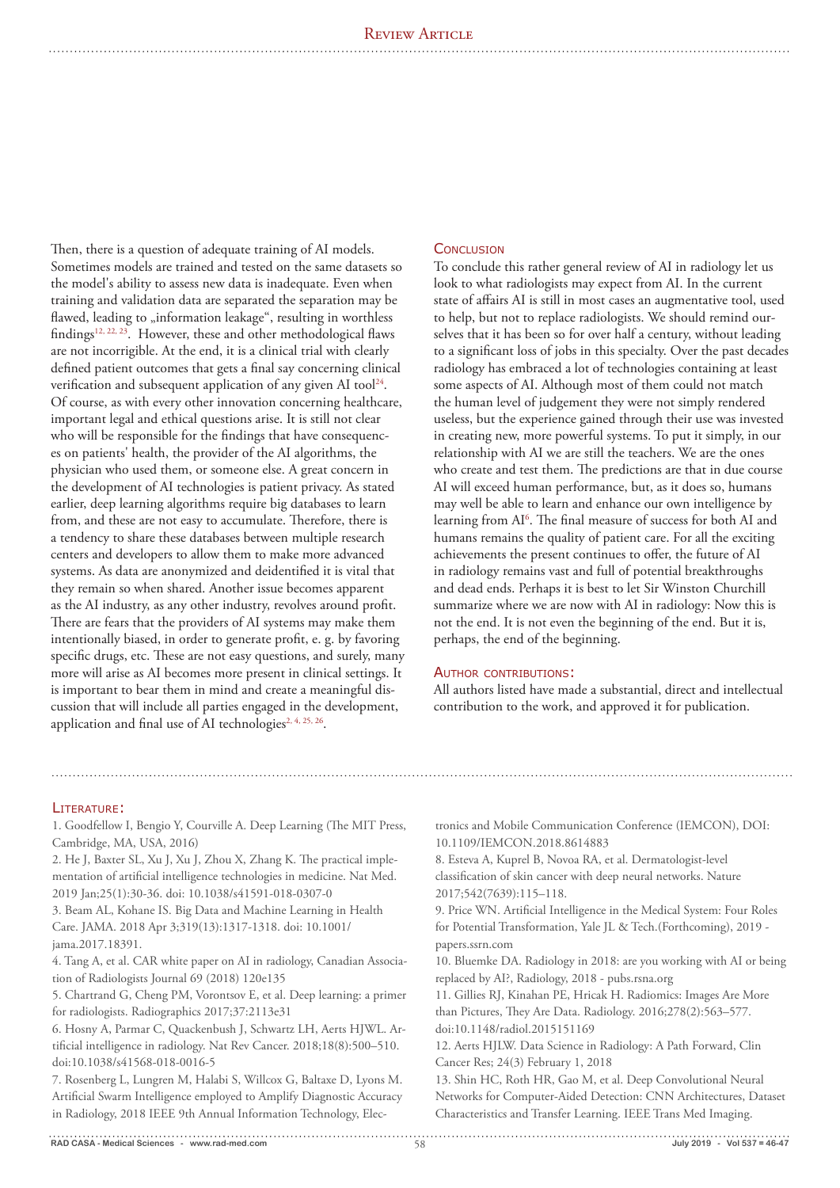Then, there is a question of adequate training of AI models. Sometimes models are trained and tested on the same datasets so the model's ability to assess new data is inadequate. Even when training and validation data are separated the separation may be flawed, leading to „information leakage", resulting in worthless findings[12, 22, 23]. However, these and other methodological flaws are not incorrigible. At the end, it is a clinical trial with clearly defined patient outcomes that gets a final say concerning clinical verification and subsequent application of any given AI tool[24]. Of course, as with every other innovation concerning healthcare, important legal and ethical questions arise. It is still not clear who will be responsible for the findings that have consequences on patients' health, the provider of the AI algorithms, the physician who used them, or someone else. A great concern in the development of AI technologies is patient privacy. As stated earlier, deep learning algorithms require big databases to learn from, and these are not easy to accumulate. Therefore, there is a tendency to share these databases between multiple research centers and developers to allow them to make more advanced systems. As data are anonymized and deidentified it is vital that they remain so when shared. Another issue becomes apparent as the AI industry, as any other industry, revolves around profit. There are fears that the providers of AI systems may make them intentionally biased, in order to generate profit, e. g. by favoring specific drugs, etc. These are not easy questions, and surely, many more will arise as AI becomes more present in clinical settings. It is important to bear them in mind and create a meaningful discussion that will include all parties engaged in the development, application and final use of AI technologies[2, 4, 25, 26].

## Conclusion

To conclude this rather general review of AI in radiology let us look to what radiologists may expect from AI. In the current state of affairs AI is still in most cases an augmentative tool, used to help, but not to replace radiologists. We should remind ourselves that it has been so for over half a century, without leading to a significant loss of jobs in this specialty. Over the past decades radiology has embraced a lot of technologies containing at least some aspects of AI. Although most of them could not match the human level of judgement they were not simply rendered useless, but the experience gained through their use was invested in creating new, more powerful systems. To put it simply, in our relationship with AI we are still the teachers. We are the ones who create and test them. The predictions are that in due course AI will exceed human performance, but, as it does so, humans may well be able to learn and enhance our own intelligence by learning from AI[6]. The final measure of success for both AI and humans remains the quality of patient care. For all the exciting achievements the present continues to offer, the future of AI in radiology remains vast and full of potential breakthroughs and dead ends. Perhaps it is best to let Sir Winston Churchill summarize where we are now with AI in radiology: Now this is not the end. It is not even the beginning of the end. But it is, perhaps, the end of the beginning.

## Author contributions:

All authors listed have made a substantial, direct and intellectual contribution to the work, and approved it for publication.

## Literature:

1. Goodfellow I, Bengio Y, Courville A. Deep Learning (The MIT Press, Cambridge, MA, USA, 2016)
2. He J, Baxter SL, Xu J, Xu J, Zhou X, Zhang K. The practical implementation of artificial intelligence technologies in medicine. Nat Med. 2019 Jan;25(1):30-36. doi: 10.1038/s41591-018-0307-0
3. Beam AL, Kohane IS. Big Data and Machine Learning in Health Care. JAMA. 2018 Apr 3;319(13):1317-1318. doi: 10.1001/jama.2017.18391.
4. Tang A, et al. CAR white paper on AI in radiology, Canadian Association of Radiologists Journal 69 (2018) 120e135
5. Chartrand G, Cheng PM, Vorontsov E, et al. Deep learning: a primer for radiologists. Radiographics 2017;37:2113e31
6. Hosny A, Parmar C, Quackenbush J, Schwartz LH, Aerts HJWL. Artificial intelligence in radiology. Nat Rev Cancer. 2018;18(8):500–510. doi:10.1038/s41568-018-0016-5
7. Rosenberg L, Lungren M, Halabi S, Willcox G, Baltaxe D, Lyons M. Artificial Swarm Intelligence employed to Amplify Diagnostic Accuracy in Radiology, 2018 IEEE 9th Annual Information Technology, Electronics and Mobile Communication Conference (IEMCON), DOI: 10.1109/IEMCON.2018.8614883
8. Esteva A, Kuprel B, Novoa RA, et al. Dermatologist-level classification of skin cancer with deep neural networks. Nature 2017;542(7639):115–118.
9. Price WN. Artificial Intelligence in the Medical System: Four Roles for Potential Transformation, Yale JL & Tech.(Forthcoming), 2019 - papers.ssrn.com
10. Bluemke DA. Radiology in 2018: are you working with AI or being replaced by AI?, Radiology, 2018 - pubs.rsna.org
11. Gillies RJ, Kinahan PE, Hricak H. Radiomics: Images Are More than Pictures, They Are Data. Radiology. 2016;278(2):563–577. doi:10.1148/radiol.2015151169
12. Aerts HJLW. Data Science in Radiology: A Path Forward, Clin Cancer Res; 24(3) February 1, 2018
13. Shin HC, Roth HR, Gao M, et al. Deep Convolutional Neural Networks for Computer-Aided Detection: CNN Architectures, Dataset Characteristics and Transfer Learning. IEEE Trans Med Imaging.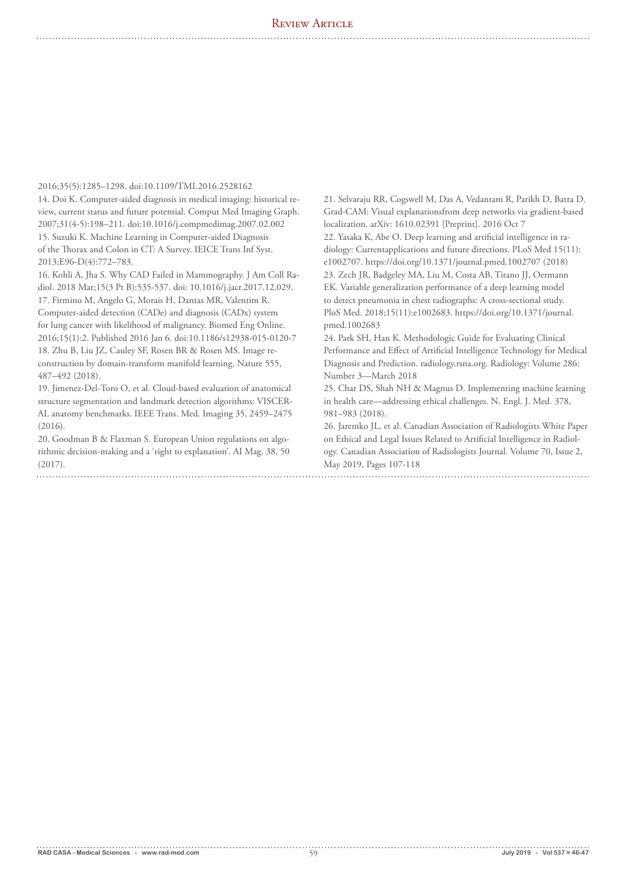2016;35(5):1285–1298. doi:10.1109/TMI.2016.2528162

14. Doi K. Computer-aided diagnosis in medical imaging: historical review, current status and future potential. Comput Med Imaging Graph. 2007;31(4-5):198–211. doi:10.1016/j.compmedimag.2007.02.002

15. Suzuki K. Machine Learning in Computer-aided Diagnosis of the Thorax and Colon in CT: A Survey. IEICE Trans Inf Syst. 2013;E96-D(4):772–783.

16. Kohli A, Jha S. Why CAD Failed in Mammography. J Am Coll Radiol. 2018 Mar;15(3 Pt B):535-537. doi: 10.1016/j.jacr.2017.12.029.

17. Firmino M, Angelo G, Morais H, Dantas MR, Valentim R. Computer-aided detection (CADe) and diagnosis (CADx) system for lung cancer with likelihood of malignancy. Biomed Eng Online. 2016;15(1):2. Published 2016 Jan 6. doi:10.1186/s12938-015-0120-7

18. Zhu B, Liu JZ, Cauley SF, Rosen BR & Rosen MS. Image reconstruction by domain-transform manifold learning. Nature 555, 487–492 (2018).

19. Jimenez-Del-Toro O, et al. Cloud-based evaluation of anatomical structure segmentation and landmark detection algorithms: VISCERAL anatomy benchmarks. IEEE Trans. Med. Imaging 35, 2459–2475 (2016).

20. Goodman B & Flaxman S. European Union regulations on algorithmic decision-making and a 'right to explanation'. AI Mag. 38, 50 (2017).

21. Selvaraju RR, Cogswell M, Das A, Vedantam R, Parikh D, Batra D. Grad-CAM: Visual explanationsfrom deep networks via gradient-based localization. arXiv: 1610.02391 [Preprint]. 2016 Oct 7

22. Yasaka K, Abe O. Deep learning and artificial intelligence in radiology: Currentapplications and future directions. PLoS Med 15(11): e1002707. https://doi.org/10.1371/journal.pmed.1002707 (2018)

23. Zech JR, Badgeley MA, Liu M, Costa AB, Titano JJ, Oermann EK. Variable generalization performance of a deep learning model to detect pneumonia in chest radiographs: A cross-sectional study. PloS Med. 2018;15(11):e1002683. https://doi.org/10.1371/journal.pmed.1002683

24. Park SH, Han K. Methodologic Guide for Evaluating Clinical Performance and Effect of Artificial Intelligence Technology for Medical Diagnosis and Prediction. radiology.rsna.org. Radiology: Volume 286: Number 3—March 2018

25. Char DS, Shah NH & Magnus D. Implementing machine learning in health care—addressing ethical challenges. N. Engl. J. Med. 378, 981–983 (2018).

26. Jaremko JL, et al. Canadian Association of Radiologists White Paper on Ethical and Legal Issues Related to Artificial Intelligence in Radiology. Canadian Association of Radiologists Journal. Volume 70, Issue 2, May 2019, Pages 107-118